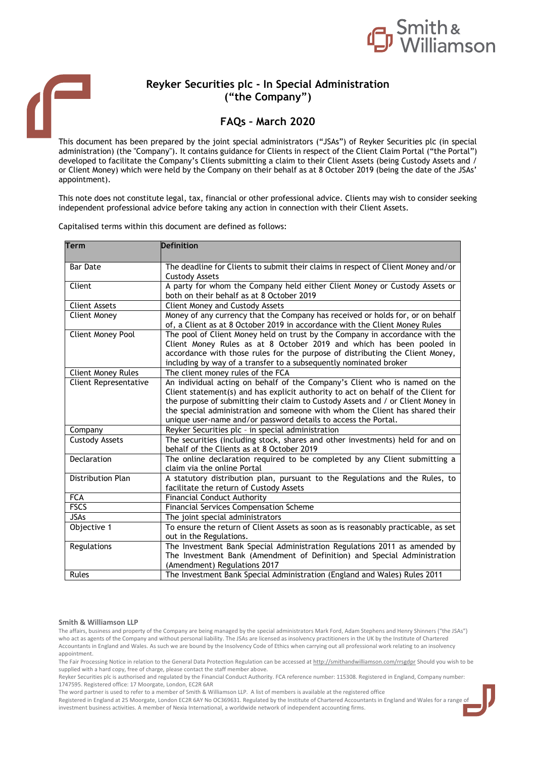# Reyker Securities plc - In Special Administration ("the Company")

## FAQs – March 2020

This document has been prepared by the joint special administrators ("JSAs") of Reyker Securities plc (in special administration) (the "Company"). It contains guidance for Clients in respect of the Client Claim Portal ("the Portal") developed to facilitate the Company's Clients submitting a claim to their Client Assets (being Custody Assets and / or Client Money) which were held by the Company on their behalf as at 8 October 2019 (being the date of the JSAs' appointment).

This note does not constitute legal, tax, financial or other professional advice. Clients may wish to consider seeking independent professional advice before taking any action in connection with their Client Assets.

Capitalised terms within this document are defined as follows:

| Term | Definition |
|---|---|
| Bar Date | The deadline for Clients to submit their claims in respect of Client Money and/or Custody Assets |
| Client | A party for whom the Company held either Client Money or Custody Assets or both on their behalf as at 8 October 2019 |
| Client Assets | Client Money and Custody Assets |
| Client Money | Money of any currency that the Company has received or holds for, or on behalf of, a Client as at 8 October 2019 in accordance with the Client Money Rules |
| Client Money Pool | The pool of Client Money held on trust by the Company in accordance with the Client Money Rules as at 8 October 2019 and which has been pooled in accordance with those rules for the purpose of distributing the Client Money, including by way of a transfer to a subsequently nominated broker |
| Client Money Rules | The client money rules of the FCA |
| Client Representative | An individual acting on behalf of the Company's Client who is named on the Client statement(s) and has explicit authority to act on behalf of the Client for the purpose of submitting their claim to Custody Assets and / or Client Money in the special administration and someone with whom the Client has shared their unique user-name and/or password details to access the Portal. |
| Company | Reyker Securities plc - in special administration |
| Custody Assets | The securities (including stock, shares and other investments) held for and on behalf of the Clients as at 8 October 2019 |
| Declaration | The online declaration required to be completed by any Client submitting a claim via the online Portal |
| Distribution Plan | A statutory distribution plan, pursuant to the Regulations and the Rules, to facilitate the return of Custody Assets |
| FCA | Financial Conduct Authority |
| FSCS | Financial Services Compensation Scheme |
| JSAs | The joint special administrators |
| Objective 1 | To ensure the return of Client Assets as soon as is reasonably practicable, as set out in the Regulations. |
| Regulations | The Investment Bank Special Administration Regulations 2011 as amended by The Investment Bank (Amendment of Definition) and Special Administration (Amendment) Regulations 2017 |
| Rules | The Investment Bank Special Administration (England and Wales) Rules 2011 |

**Smith & Williamson LLP**

The affairs, business and property of the Company are being managed by the special administrators Mark Ford, Adam Stephens and Henry Shinners ("the JSAs") who act as agents of the Company and without personal liability. The JSAs are licensed as insolvency practitioners in the UK by the Institute of Chartered Accountants in England and Wales. As such we are bound by the Insolvency Code of Ethics when carrying out all professional work relating to an insolvency appointment.

The Fair Processing Notice in relation to the General Data Protection Regulation can be accessed at http://smithandwilliamson.com/rrsgdpr Should you wish to be supplied with a hard copy, free of charge, please contact the staff member above.

Reyker Securities plc is authorised and regulated by the Financial Conduct Authority. FCA reference number: 115308. Registered in England, Company number: 1747595. Registered office: 17 Moorgate, London, EC2R 6AR

The word partner is used to refer to a member of Smith & Williamson LLP. A list of members is available at the registered office

Registered in England at 25 Moorgate, London EC2R 6AY No OC369631. Regulated by the Institute of Chartered Accountants in England and Wales for a range of investment business activities. A member of Nexia International, a worldwide network of independent accounting firms.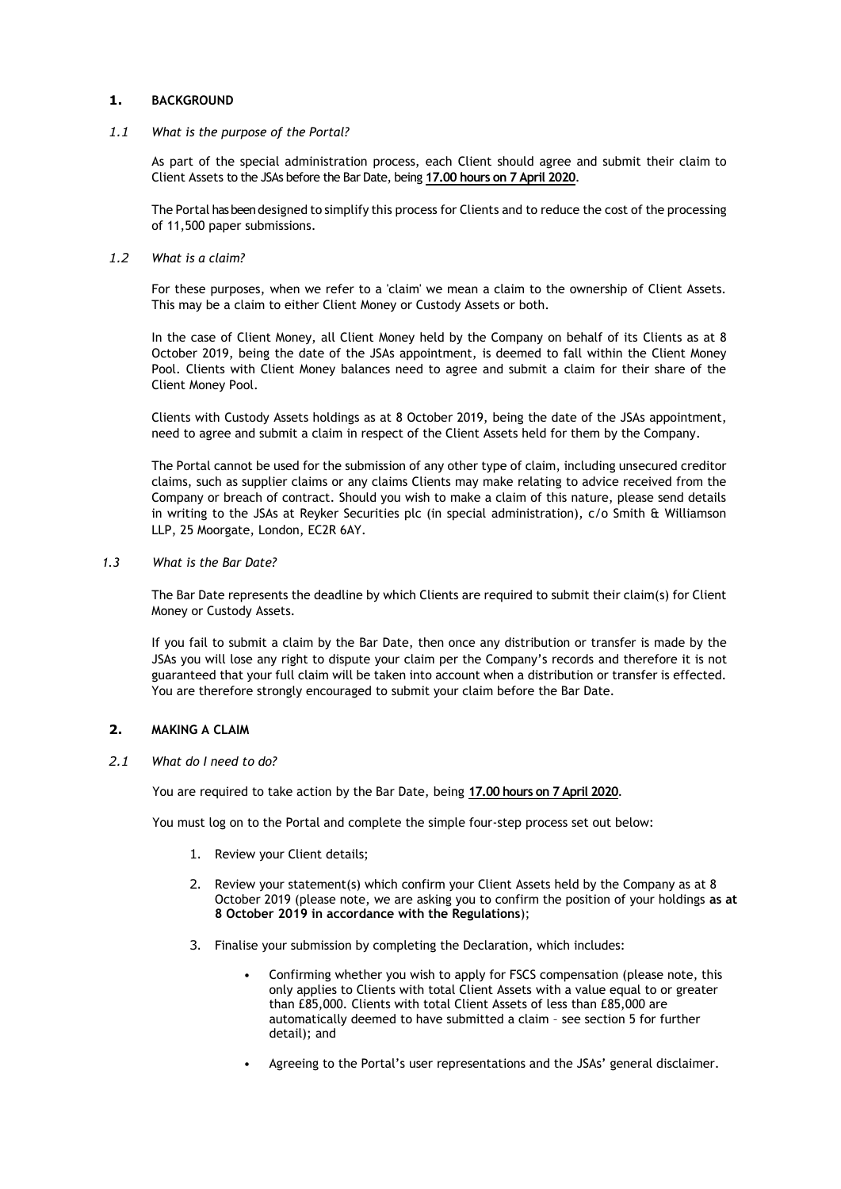## 1. BACKGROUND

### *1.1 What is the purpose of the Portal?*

As part of the special administration process, each Client should agree and submit their claim to Client Assets to the JSAs before the Bar Date, being **17.00 hours on 7 April 2020**.

The Portal has been designed to simplify this process for Clients and to reduce the cost of the processing of 11,500 paper submissions.

### *1.2 What is a claim?*

For these purposes, when we refer to a 'claim' we mean a claim to the ownership of Client Assets. This may be a claim to either Client Money or Custody Assets or both.

In the case of Client Money, all Client Money held by the Company on behalf of its Clients as at 8 October 2019, being the date of the JSAs appointment, is deemed to fall within the Client Money Pool. Clients with Client Money balances need to agree and submit a claim for their share of the Client Money Pool.

Clients with Custody Assets holdings as at 8 October 2019, being the date of the JSAs appointment, need to agree and submit a claim in respect of the Client Assets held for them by the Company.

The Portal cannot be used for the submission of any other type of claim, including unsecured creditor claims, such as supplier claims or any claims Clients may make relating to advice received from the Company or breach of contract. Should you wish to make a claim of this nature, please send details in writing to the JSAs at Reyker Securities plc (in special administration), c/o Smith & Williamson LLP, 25 Moorgate, London, EC2R 6AY.

### *1.3 What is the Bar Date?*

The Bar Date represents the deadline by which Clients are required to submit their claim(s) for Client Money or Custody Assets.

If you fail to submit a claim by the Bar Date, then once any distribution or transfer is made by the JSAs you will lose any right to dispute your claim per the Company's records and therefore it is not guaranteed that your full claim will be taken into account when a distribution or transfer is effected. You are therefore strongly encouraged to submit your claim before the Bar Date.

## 2. MAKING A CLAIM

### *2.1 What do I need to do?*

You are required to take action by the Bar Date, being **17.00 hours on 7 April 2020**.

You must log on to the Portal and complete the simple four-step process set out below:

1. Review your Client details;
2. Review your statement(s) which confirm your Client Assets held by the Company as at 8 October 2019 (please note, we are asking you to confirm the position of your holdings **as at 8 October 2019 in accordance with the Regulations**);
3. Finalise your submission by completing the Declaration, which includes:
   - Confirming whether you wish to apply for FSCS compensation (please note, this only applies to Clients with total Client Assets with a value equal to or greater than £85,000. Clients with total Client Assets of less than £85,000 are automatically deemed to have submitted a claim – see section 5 for further detail); and
   - Agreeing to the Portal's user representations and the JSAs' general disclaimer.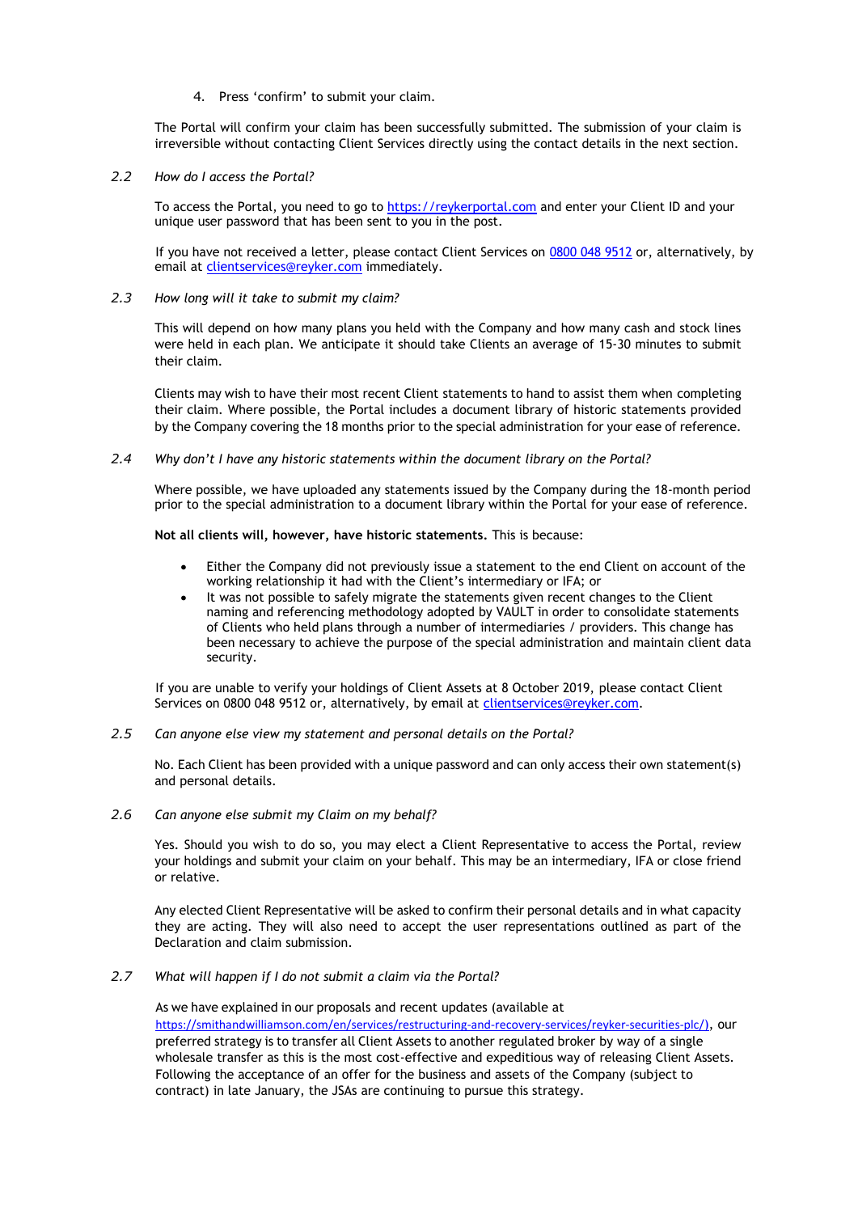4. Press 'confirm' to submit your claim.

The Portal will confirm your claim has been successfully submitted. The submission of your claim is irreversible without contacting Client Services directly using the contact details in the next section.

*2.2 How do I access the Portal?*

To access the Portal, you need to go to [https://reykerportal.com](https://reykerportal.com) and enter your Client ID and your unique user password that has been sent to you in the post.

If you have not received a letter, please contact Client Services on 0800 048 9512 or, alternatively, by email at [clientservices@reyker.com](mailto:clientservices@reyker.com) immediately.

*2.3 How long will it take to submit my claim?*

This will depend on how many plans you held with the Company and how many cash and stock lines were held in each plan. We anticipate it should take Clients an average of 15-30 minutes to submit their claim.

Clients may wish to have their most recent Client statements to hand to assist them when completing their claim. Where possible, the Portal includes a document library of historic statements provided by the Company covering the 18 months prior to the special administration for your ease of reference.

*2.4 Why don't I have any historic statements within the document library on the Portal?*

Where possible, we have uploaded any statements issued by the Company during the 18-month period prior to the special administration to a document library within the Portal for your ease of reference.

**Not all clients will, however, have historic statements.** This is because:

- Either the Company did not previously issue a statement to the end Client on account of the working relationship it had with the Client's intermediary or IFA; or
- It was not possible to safely migrate the statements given recent changes to the Client naming and referencing methodology adopted by VAULT in order to consolidate statements of Clients who held plans through a number of intermediaries / providers. This change has been necessary to achieve the purpose of the special administration and maintain client data security.

If you are unable to verify your holdings of Client Assets at 8 October 2019, please contact Client Services on 0800 048 9512 or, alternatively, by email at [clientservices@reyker.com](mailto:clientservices@reyker.com).

*2.5 Can anyone else view my statement and personal details on the Portal?*

No. Each Client has been provided with a unique password and can only access their own statement(s) and personal details.

*2.6 Can anyone else submit my Claim on my behalf?*

Yes. Should you wish to do so, you may elect a Client Representative to access the Portal, review your holdings and submit your claim on your behalf. This may be an intermediary, IFA or close friend or relative.

Any elected Client Representative will be asked to confirm their personal details and in what capacity they are acting. They will also need to accept the user representations outlined as part of the Declaration and claim submission.

*2.7 What will happen if I do not submit a claim via the Portal?*

As we have explained in our proposals and recent updates (available at [https://smithandwilliamson.com/en/services/restructuring-and-recovery-services/reyker-securities-plc/](https://smithandwilliamson.com/en/services/restructuring-and-recovery-services/reyker-securities-plc/)), our preferred strategy is to transfer all Client Assets to another regulated broker by way of a single wholesale transfer as this is the most cost-effective and expeditious way of releasing Client Assets. Following the acceptance of an offer for the business and assets of the Company (subject to contract) in late January, the JSAs are continuing to pursue this strategy.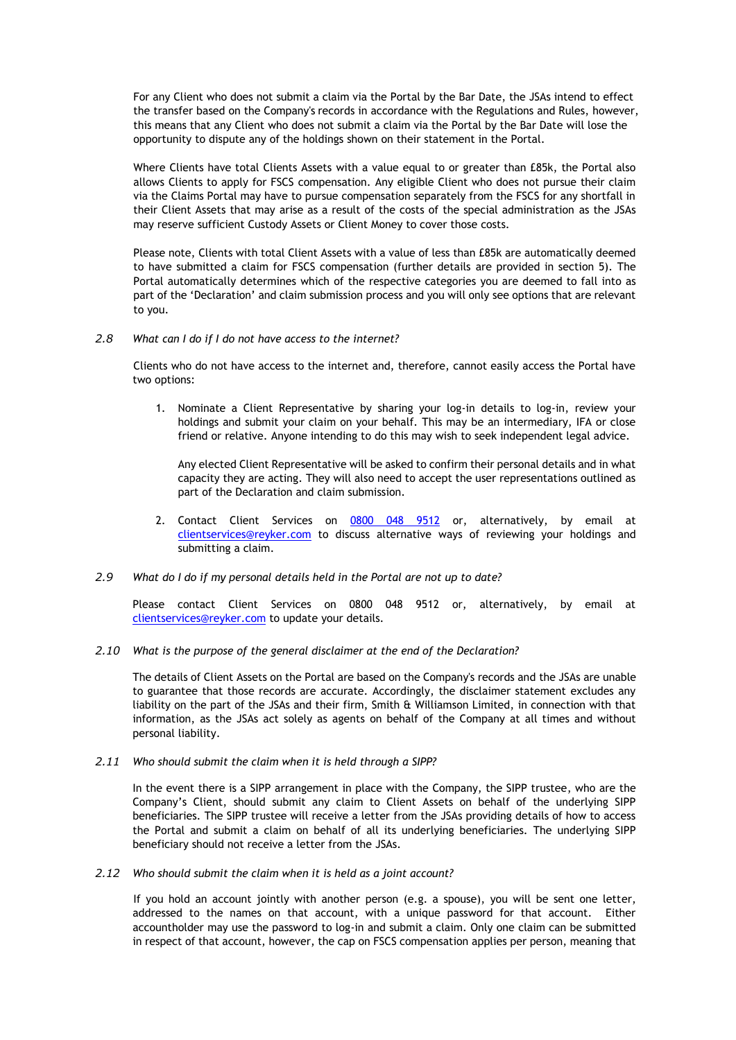For any Client who does not submit a claim via the Portal by the Bar Date, the JSAs intend to effect the transfer based on the Company's records in accordance with the Regulations and Rules, however, this means that any Client who does not submit a claim via the Portal by the Bar Date will lose the opportunity to dispute any of the holdings shown on their statement in the Portal.

Where Clients have total Clients Assets with a value equal to or greater than £85k, the Portal also allows Clients to apply for FSCS compensation. Any eligible Client who does not pursue their claim via the Claims Portal may have to pursue compensation separately from the FSCS for any shortfall in their Client Assets that may arise as a result of the costs of the special administration as the JSAs may reserve sufficient Custody Assets or Client Money to cover those costs.

Please note, Clients with total Client Assets with a value of less than £85k are automatically deemed to have submitted a claim for FSCS compensation (further details are provided in section 5). The Portal automatically determines which of the respective categories you are deemed to fall into as part of the 'Declaration' and claim submission process and you will only see options that are relevant to you.

*2.8 What can I do if I do not have access to the internet?*

Clients who do not have access to the internet and, therefore, cannot easily access the Portal have two options:

1. Nominate a Client Representative by sharing your log-in details to log-in, review your holdings and submit your claim on your behalf. This may be an intermediary, IFA or close friend or relative. Anyone intending to do this may wish to seek independent legal advice.

   Any elected Client Representative will be asked to confirm their personal details and in what capacity they are acting. They will also need to accept the user representations outlined as part of the Declaration and claim submission.

2. Contact Client Services on 0800 048 9512 or, alternatively, by email at clientservices@reyker.com to discuss alternative ways of reviewing your holdings and submitting a claim.

*2.9 What do I do if my personal details held in the Portal are not up to date?*

Please contact Client Services on 0800 048 9512 or, alternatively, by email at clientservices@reyker.com to update your details.

*2.10 What is the purpose of the general disclaimer at the end of the Declaration?*

The details of Client Assets on the Portal are based on the Company's records and the JSAs are unable to guarantee that those records are accurate. Accordingly, the disclaimer statement excludes any liability on the part of the JSAs and their firm, Smith & Williamson Limited, in connection with that information, as the JSAs act solely as agents on behalf of the Company at all times and without personal liability.

*2.11 Who should submit the claim when it is held through a SIPP?*

In the event there is a SIPP arrangement in place with the Company, the SIPP trustee, who are the Company's Client, should submit any claim to Client Assets on behalf of the underlying SIPP beneficiaries. The SIPP trustee will receive a letter from the JSAs providing details of how to access the Portal and submit a claim on behalf of all its underlying beneficiaries. The underlying SIPP beneficiary should not receive a letter from the JSAs.

*2.12 Who should submit the claim when it is held as a joint account?*

If you hold an account jointly with another person (e.g. a spouse), you will be sent one letter, addressed to the names on that account, with a unique password for that account. Either accountholder may use the password to log-in and submit a claim. Only one claim can be submitted in respect of that account, however, the cap on FSCS compensation applies per person, meaning that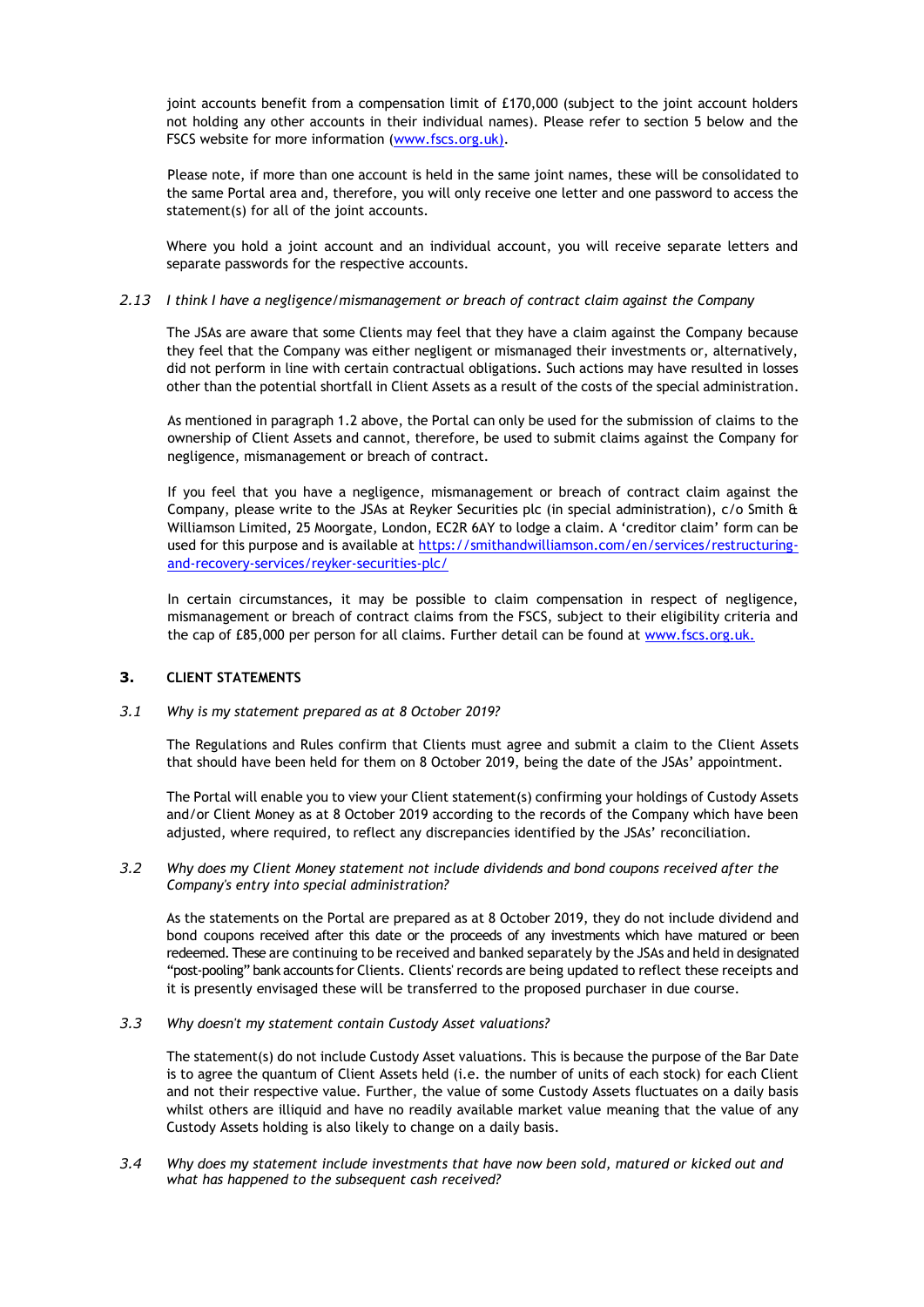joint accounts benefit from a compensation limit of £170,000 (subject to the joint account holders not holding any other accounts in their individual names). Please refer to section 5 below and the FSCS website for more information ([www.fscs.org.uk](http://www.fscs.org.uk)).

Please note, if more than one account is held in the same joint names, these will be consolidated to the same Portal area and, therefore, you will only receive one letter and one password to access the statement(s) for all of the joint accounts.

Where you hold a joint account and an individual account, you will receive separate letters and separate passwords for the respective accounts.

*2.13 I think I have a negligence/mismanagement or breach of contract claim against the Company*

The JSAs are aware that some Clients may feel that they have a claim against the Company because they feel that the Company was either negligent or mismanaged their investments or, alternatively, did not perform in line with certain contractual obligations. Such actions may have resulted in losses other than the potential shortfall in Client Assets as a result of the costs of the special administration.

As mentioned in paragraph 1.2 above, the Portal can only be used for the submission of claims to the ownership of Client Assets and cannot, therefore, be used to submit claims against the Company for negligence, mismanagement or breach of contract.

If you feel that you have a negligence, mismanagement or breach of contract claim against the Company, please write to the JSAs at Reyker Securities plc (in special administration), c/o Smith & Williamson Limited, 25 Moorgate, London, EC2R 6AY to lodge a claim. A 'creditor claim' form can be used for this purpose and is available at [https://smithandwilliamson.com/en/services/restructuring-and-recovery-services/reyker-securities-plc/](https://smithandwilliamson.com/en/services/restructuring-and-recovery-services/reyker-securities-plc/)

In certain circumstances, it may be possible to claim compensation in respect of negligence, mismanagement or breach of contract claims from the FSCS, subject to their eligibility criteria and the cap of £85,000 per person for all claims. Further detail can be found at [www.fscs.org.uk.](http://www.fscs.org.uk)

## 3. CLIENT STATEMENTS

*3.1 Why is my statement prepared as at 8 October 2019?*

The Regulations and Rules confirm that Clients must agree and submit a claim to the Client Assets that should have been held for them on 8 October 2019, being the date of the JSAs' appointment.

The Portal will enable you to view your Client statement(s) confirming your holdings of Custody Assets and/or Client Money as at 8 October 2019 according to the records of the Company which have been adjusted, where required, to reflect any discrepancies identified by the JSAs' reconciliation.

*3.2 Why does my Client Money statement not include dividends and bond coupons received after the Company's entry into special administration?*

As the statements on the Portal are prepared as at 8 October 2019, they do not include dividend and bond coupons received after this date or the proceeds of any investments which have matured or been redeemed. These are continuing to be received and banked separately by the JSAs and held in designated "post-pooling" bank accounts for Clients. Clients' records are being updated to reflect these receipts and it is presently envisaged these will be transferred to the proposed purchaser in due course.

*3.3 Why doesn't my statement contain Custody Asset valuations?*

The statement(s) do not include Custody Asset valuations. This is because the purpose of the Bar Date is to agree the quantum of Client Assets held (i.e. the number of units of each stock) for each Client and not their respective value. Further, the value of some Custody Assets fluctuates on a daily basis whilst others are illiquid and have no readily available market value meaning that the value of any Custody Assets holding is also likely to change on a daily basis.

*3.4 Why does my statement include investments that have now been sold, matured or kicked out and what has happened to the subsequent cash received?*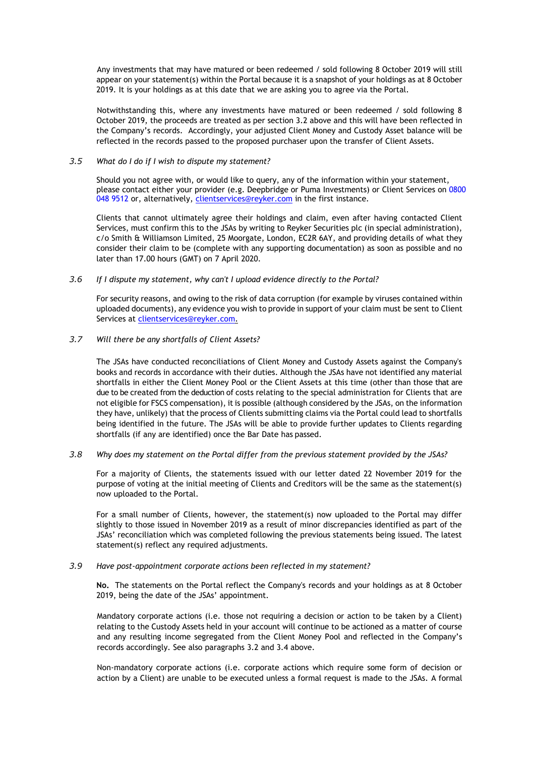Any investments that may have matured or been redeemed / sold following 8 October 2019 will still appear on your statement(s) within the Portal because it is a snapshot of your holdings as at 8 October 2019. It is your holdings as at this date that we are asking you to agree via the Portal.

Notwithstanding this, where any investments have matured or been redeemed / sold following 8 October 2019, the proceeds are treated as per section 3.2 above and this will have been reflected in the Company's records. Accordingly, your adjusted Client Money and Custody Asset balance will be reflected in the records passed to the proposed purchaser upon the transfer of Client Assets.

### 3.5 *What do I do if I wish to dispute my statement?*

Should you not agree with, or would like to query, any of the information within your statement, please contact either your provider (e.g. Deepbridge or Puma Investments) or Client Services on 0800 048 9512 or, alternatively, clientservices@reyker.com in the first instance.

Clients that cannot ultimately agree their holdings and claim, even after having contacted Client Services, must confirm this to the JSAs by writing to Reyker Securities plc (in special administration), c/o Smith & Williamson Limited, 25 Moorgate, London, EC2R 6AY, and providing details of what they consider their claim to be (complete with any supporting documentation) as soon as possible and no later than 17.00 hours (GMT) on 7 April 2020.

### 3.6 *If I dispute my statement, why can't I upload evidence directly to the Portal?*

For security reasons, and owing to the risk of data corruption (for example by viruses contained within uploaded documents), any evidence you wish to provide in support of your claim must be sent to Client Services at clientservices@reyker.com.

### 3.7 *Will there be any shortfalls of Client Assets?*

The JSAs have conducted reconciliations of Client Money and Custody Assets against the Company's books and records in accordance with their duties. Although the JSAs have not identified any material shortfalls in either the Client Money Pool or the Client Assets at this time (other than those that are due to be created from the deduction of costs relating to the special administration for Clients that are not eligible for FSCS compensation), it is possible (although considered by the JSAs, on the information they have, unlikely) that the process of Clients submitting claims via the Portal could lead to shortfalls being identified in the future. The JSAs will be able to provide further updates to Clients regarding shortfalls (if any are identified) once the Bar Date has passed.

### 3.8 *Why does my statement on the Portal differ from the previous statement provided by the JSAs?*

For a majority of Clients, the statements issued with our letter dated 22 November 2019 for the purpose of voting at the initial meeting of Clients and Creditors will be the same as the statement(s) now uploaded to the Portal.

For a small number of Clients, however, the statement(s) now uploaded to the Portal may differ slightly to those issued in November 2019 as a result of minor discrepancies identified as part of the JSAs' reconciliation which was completed following the previous statements being issued. The latest statement(s) reflect any required adjustments.

### 3.9 *Have post-appointment corporate actions been reflected in my statement?*

**No.** The statements on the Portal reflect the Company's records and your holdings as at 8 October 2019, being the date of the JSAs' appointment.

Mandatory corporate actions (i.e. those not requiring a decision or action to be taken by a Client) relating to the Custody Assets held in your account will continue to be actioned as a matter of course and any resulting income segregated from the Client Money Pool and reflected in the Company's records accordingly. See also paragraphs 3.2 and 3.4 above.

Non-mandatory corporate actions (i.e. corporate actions which require some form of decision or action by a Client) are unable to be executed unless a formal request is made to the JSAs. A formal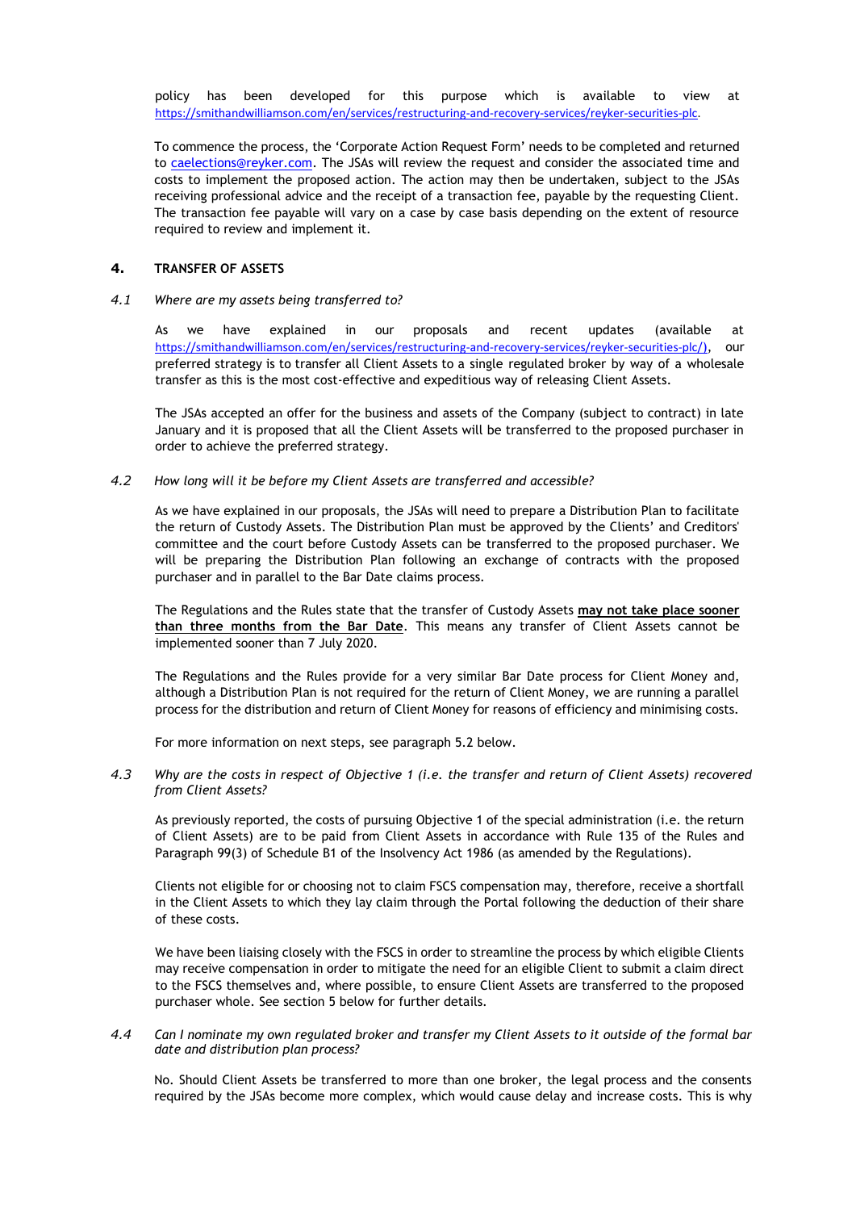policy has been developed for this purpose which is available to view at https://smithandwilliamson.com/en/services/restructuring-and-recovery-services/reyker-securities-plc.

To commence the process, the 'Corporate Action Request Form' needs to be completed and returned to caelections@reyker.com. The JSAs will review the request and consider the associated time and costs to implement the proposed action. The action may then be undertaken, subject to the JSAs receiving professional advice and the receipt of a transaction fee, payable by the requesting Client. The transaction fee payable will vary on a case by case basis depending on the extent of resource required to review and implement it.

## 4. TRANSFER OF ASSETS

### *4.1 Where are my assets being transferred to?*

As we have explained in our proposals and recent updates (available at https://smithandwilliamson.com/en/services/restructuring-and-recovery-services/reyker-securities-plc/), our preferred strategy is to transfer all Client Assets to a single regulated broker by way of a wholesale transfer as this is the most cost-effective and expeditious way of releasing Client Assets.

The JSAs accepted an offer for the business and assets of the Company (subject to contract) in late January and it is proposed that all the Client Assets will be transferred to the proposed purchaser in order to achieve the preferred strategy.

### *4.2 How long will it be before my Client Assets are transferred and accessible?*

As we have explained in our proposals, the JSAs will need to prepare a Distribution Plan to facilitate the return of Custody Assets. The Distribution Plan must be approved by the Clients' and Creditors' committee and the court before Custody Assets can be transferred to the proposed purchaser. We will be preparing the Distribution Plan following an exchange of contracts with the proposed purchaser and in parallel to the Bar Date claims process.

The Regulations and the Rules state that the transfer of Custody Assets **<u>may not take place sooner than three months from the Bar Date</u>**. This means any transfer of Client Assets cannot be implemented sooner than 7 July 2020.

The Regulations and the Rules provide for a very similar Bar Date process for Client Money and, although a Distribution Plan is not required for the return of Client Money, we are running a parallel process for the distribution and return of Client Money for reasons of efficiency and minimising costs.

For more information on next steps, see paragraph 5.2 below.

### *4.3 Why are the costs in respect of Objective 1 (i.e. the transfer and return of Client Assets) recovered from Client Assets?*

As previously reported, the costs of pursuing Objective 1 of the special administration (i.e. the return of Client Assets) are to be paid from Client Assets in accordance with Rule 135 of the Rules and Paragraph 99(3) of Schedule B1 of the Insolvency Act 1986 (as amended by the Regulations).

Clients not eligible for or choosing not to claim FSCS compensation may, therefore, receive a shortfall in the Client Assets to which they lay claim through the Portal following the deduction of their share of these costs.

We have been liaising closely with the FSCS in order to streamline the process by which eligible Clients may receive compensation in order to mitigate the need for an eligible Client to submit a claim direct to the FSCS themselves and, where possible, to ensure Client Assets are transferred to the proposed purchaser whole. See section 5 below for further details.

### *4.4 Can I nominate my own regulated broker and transfer my Client Assets to it outside of the formal bar date and distribution plan process?*

No. Should Client Assets be transferred to more than one broker, the legal process and the consents required by the JSAs become more complex, which would cause delay and increase costs. This is why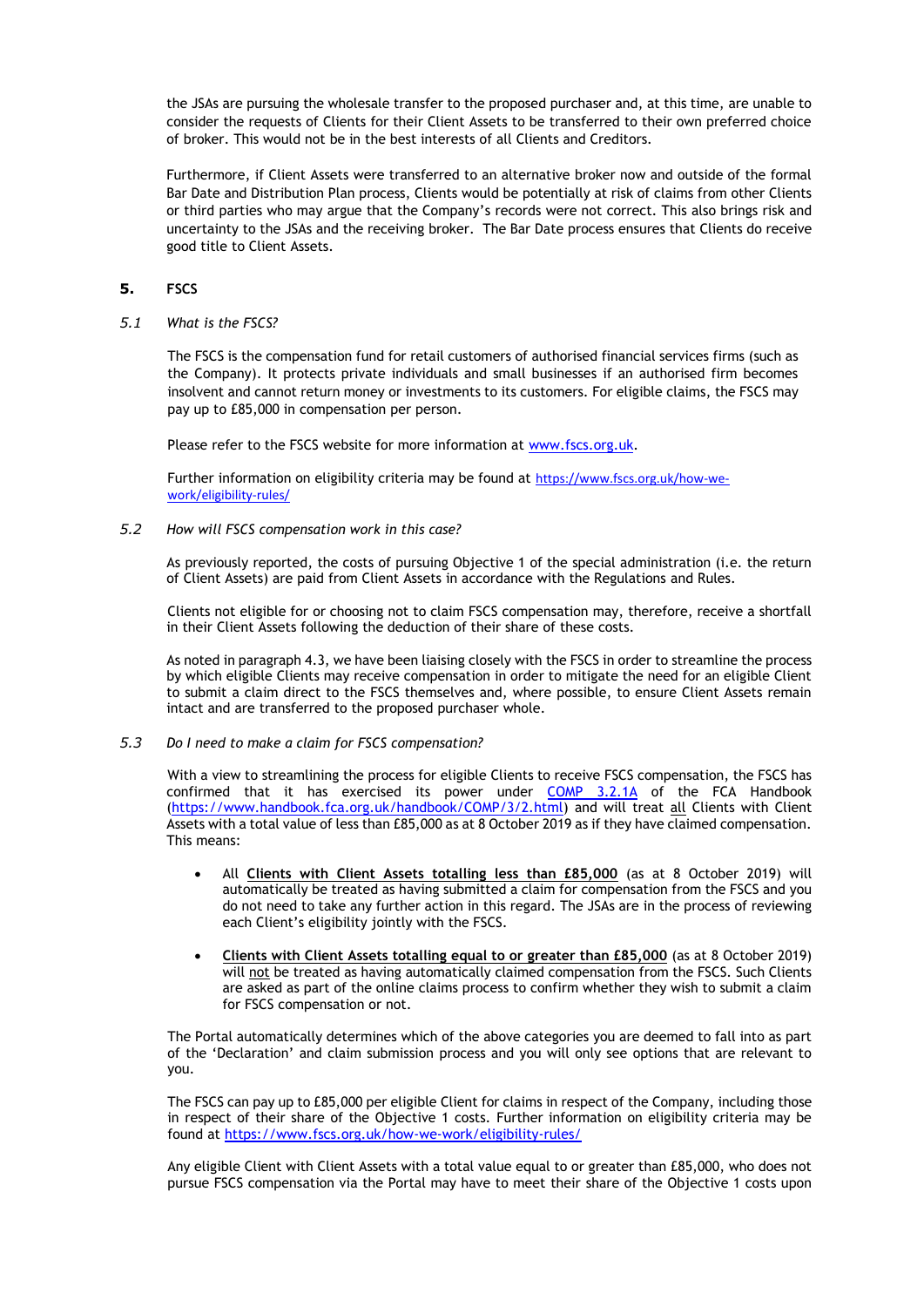the JSAs are pursuing the wholesale transfer to the proposed purchaser and, at this time, are unable to consider the requests of Clients for their Client Assets to be transferred to their own preferred choice of broker. This would not be in the best interests of all Clients and Creditors.

Furthermore, if Client Assets were transferred to an alternative broker now and outside of the formal Bar Date and Distribution Plan process, Clients would be potentially at risk of claims from other Clients or third parties who may argue that the Company's records were not correct. This also brings risk and uncertainty to the JSAs and the receiving broker. The Bar Date process ensures that Clients do receive good title to Client Assets.

## 5. FSCS

### *5.1 What is the FSCS?*

The FSCS is the compensation fund for retail customers of authorised financial services firms (such as the Company). It protects private individuals and small businesses if an authorised firm becomes insolvent and cannot return money or investments to its customers. For eligible claims, the FSCS may pay up to £85,000 in compensation per person.

Please refer to the FSCS website for more information at [www.fscs.org.uk](www.fscs.org.uk).

Further information on eligibility criteria may be found at [https://www.fscs.org.uk/how-we-work/eligibility-rules/](https://www.fscs.org.uk/how-we-work/eligibility-rules/)

### *5.2 How will FSCS compensation work in this case?*

As previously reported, the costs of pursuing Objective 1 of the special administration (i.e. the return of Client Assets) are paid from Client Assets in accordance with the Regulations and Rules.

Clients not eligible for or choosing not to claim FSCS compensation may, therefore, receive a shortfall in their Client Assets following the deduction of their share of these costs.

As noted in paragraph 4.3, we have been liaising closely with the FSCS in order to streamline the process by which eligible Clients may receive compensation in order to mitigate the need for an eligible Client to submit a claim direct to the FSCS themselves and, where possible, to ensure Client Assets remain intact and are transferred to the proposed purchaser whole.

### *5.3 Do I need to make a claim for FSCS compensation?*

With a view to streamlining the process for eligible Clients to receive FSCS compensation, the FSCS has confirmed that it has exercised its power under [COMP 3.2.1A](https://www.handbook.fca.org.uk/handbook/COMP/3/2.html) of the FCA Handbook ([https://www.handbook.fca.org.uk/handbook/COMP/3/2.html](https://www.handbook.fca.org.uk/handbook/COMP/3/2.html)) and will treat <u>all</u> Clients with Client Assets with a total value of less than £85,000 as at 8 October 2019 as if they have claimed compensation. This means:

- All **<u>Clients with Client Assets totalling less than £85,000</u>** (as at 8 October 2019) will automatically be treated as having submitted a claim for compensation from the FSCS and you do not need to take any further action in this regard. The JSAs are in the process of reviewing each Client's eligibility jointly with the FSCS.
- **<u>Clients with Client Assets totalling equal to or greater than £85,000</u>** (as at 8 October 2019) will <u>not</u> be treated as having automatically claimed compensation from the FSCS. Such Clients are asked as part of the online claims process to confirm whether they wish to submit a claim for FSCS compensation or not.

The Portal automatically determines which of the above categories you are deemed to fall into as part of the 'Declaration' and claim submission process and you will only see options that are relevant to you.

The FSCS can pay up to £85,000 per eligible Client for claims in respect of the Company, including those in respect of their share of the Objective 1 costs. Further information on eligibility criteria may be found at [https://www.fscs.org.uk/how-we-work/eligibility-rules/](https://www.fscs.org.uk/how-we-work/eligibility-rules/)

Any eligible Client with Client Assets with a total value equal to or greater than £85,000, who does not pursue FSCS compensation via the Portal may have to meet their share of the Objective 1 costs upon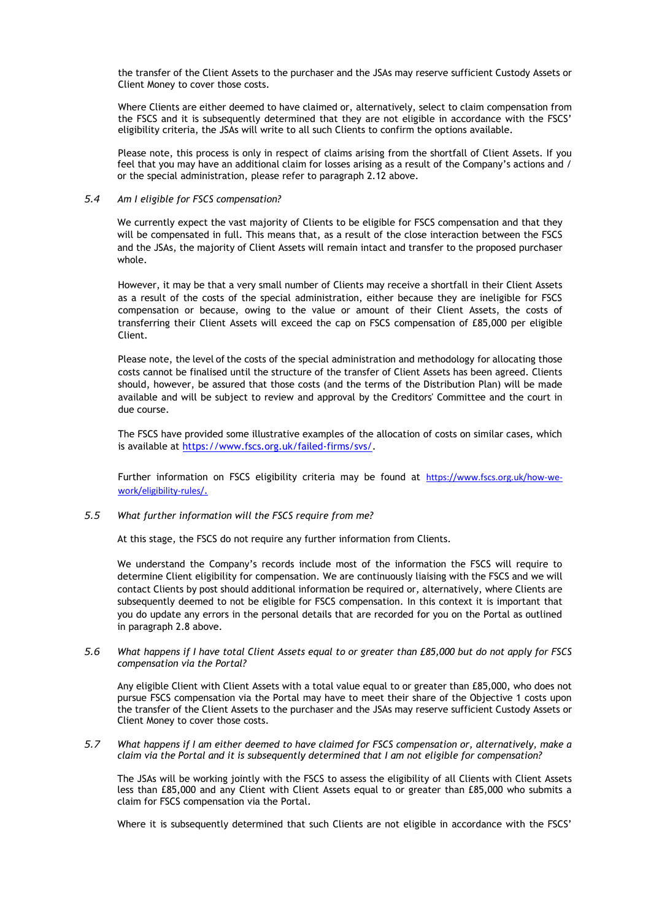the transfer of the Client Assets to the purchaser and the JSAs may reserve sufficient Custody Assets or Client Money to cover those costs.

Where Clients are either deemed to have claimed or, alternatively, select to claim compensation from the FSCS and it is subsequently determined that they are not eligible in accordance with the FSCS' eligibility criteria, the JSAs will write to all such Clients to confirm the options available.

Please note, this process is only in respect of claims arising from the shortfall of Client Assets. If you feel that you may have an additional claim for losses arising as a result of the Company's actions and / or the special administration, please refer to paragraph 2.12 above.

### 5.4 *Am I eligible for FSCS compensation?*

We currently expect the vast majority of Clients to be eligible for FSCS compensation and that they will be compensated in full. This means that, as a result of the close interaction between the FSCS and the JSAs, the majority of Client Assets will remain intact and transfer to the proposed purchaser whole.

However, it may be that a very small number of Clients may receive a shortfall in their Client Assets as a result of the costs of the special administration, either because they are ineligible for FSCS compensation or because, owing to the value or amount of their Client Assets, the costs of transferring their Client Assets will exceed the cap on FSCS compensation of £85,000 per eligible Client.

Please note, the level of the costs of the special administration and methodology for allocating those costs cannot be finalised until the structure of the transfer of Client Assets has been agreed. Clients should, however, be assured that those costs (and the terms of the Distribution Plan) will be made available and will be subject to review and approval by the Creditors' Committee and the court in due course.

The FSCS have provided some illustrative examples of the allocation of costs on similar cases, which is available at https://www.fscs.org.uk/failed-firms/svs/.

Further information on FSCS eligibility criteria may be found at https://www.fscs.org.uk/how-we-work/eligibility-rules/.

### 5.5 *What further information will the FSCS require from me?*

At this stage, the FSCS do not require any further information from Clients.

We understand the Company's records include most of the information the FSCS will require to determine Client eligibility for compensation. We are continuously liaising with the FSCS and we will contact Clients by post should additional information be required or, alternatively, where Clients are subsequently deemed to not be eligible for FSCS compensation. In this context it is important that you do update any errors in the personal details that are recorded for you on the Portal as outlined in paragraph 2.8 above.

### 5.6 *What happens if I have total Client Assets equal to or greater than £85,000 but do not apply for FSCS compensation via the Portal?*

Any eligible Client with Client Assets with a total value equal to or greater than £85,000, who does not pursue FSCS compensation via the Portal may have to meet their share of the Objective 1 costs upon the transfer of the Client Assets to the purchaser and the JSAs may reserve sufficient Custody Assets or Client Money to cover those costs.

### 5.7 *What happens if I am either deemed to have claimed for FSCS compensation or, alternatively, make a claim via the Portal and it is subsequently determined that I am not eligible for compensation?*

The JSAs will be working jointly with the FSCS to assess the eligibility of all Clients with Client Assets less than £85,000 and any Client with Client Assets equal to or greater than £85,000 who submits a claim for FSCS compensation via the Portal.

Where it is subsequently determined that such Clients are not eligible in accordance with the FSCS'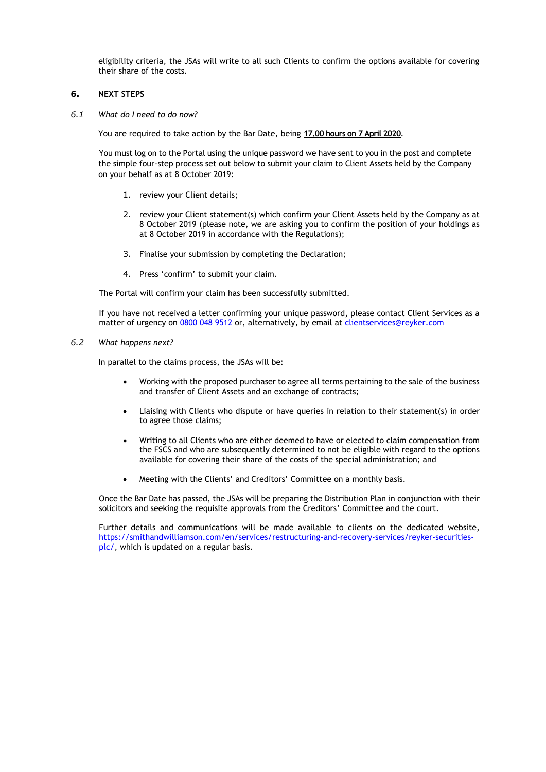eligibility criteria, the JSAs will write to all such Clients to confirm the options available for covering their share of the costs.

## 6. NEXT STEPS

### *6.1 What do I need to do now?*

You are required to take action by the Bar Date, being **17.00 hours on 7 April 2020**.

You must log on to the Portal using the unique password we have sent to you in the post and complete the simple four-step process set out below to submit your claim to Client Assets held by the Company on your behalf as at 8 October 2019:

1. review your Client details;
2. review your Client statement(s) which confirm your Client Assets held by the Company as at 8 October 2019 (please note, we are asking you to confirm the position of your holdings as at 8 October 2019 in accordance with the Regulations);
3. Finalise your submission by completing the Declaration;
4. Press 'confirm' to submit your claim.

The Portal will confirm your claim has been successfully submitted.

If you have not received a letter confirming your unique password, please contact Client Services as a matter of urgency on 0800 048 9512 or, alternatively, by email at clientservices@reyker.com

### *6.2 What happens next?*

In parallel to the claims process, the JSAs will be:

- Working with the proposed purchaser to agree all terms pertaining to the sale of the business and transfer of Client Assets and an exchange of contracts;
- Liaising with Clients who dispute or have queries in relation to their statement(s) in order to agree those claims;
- Writing to all Clients who are either deemed to have or elected to claim compensation from the FSCS and who are subsequently determined to not be eligible with regard to the options available for covering their share of the costs of the special administration; and
- Meeting with the Clients' and Creditors' Committee on a monthly basis.

Once the Bar Date has passed, the JSAs will be preparing the Distribution Plan in conjunction with their solicitors and seeking the requisite approvals from the Creditors' Committee and the court.

Further details and communications will be made available to clients on the dedicated website, https://smithandwilliamson.com/en/services/restructuring-and-recovery-services/reyker-securities-plc/, which is updated on a regular basis.